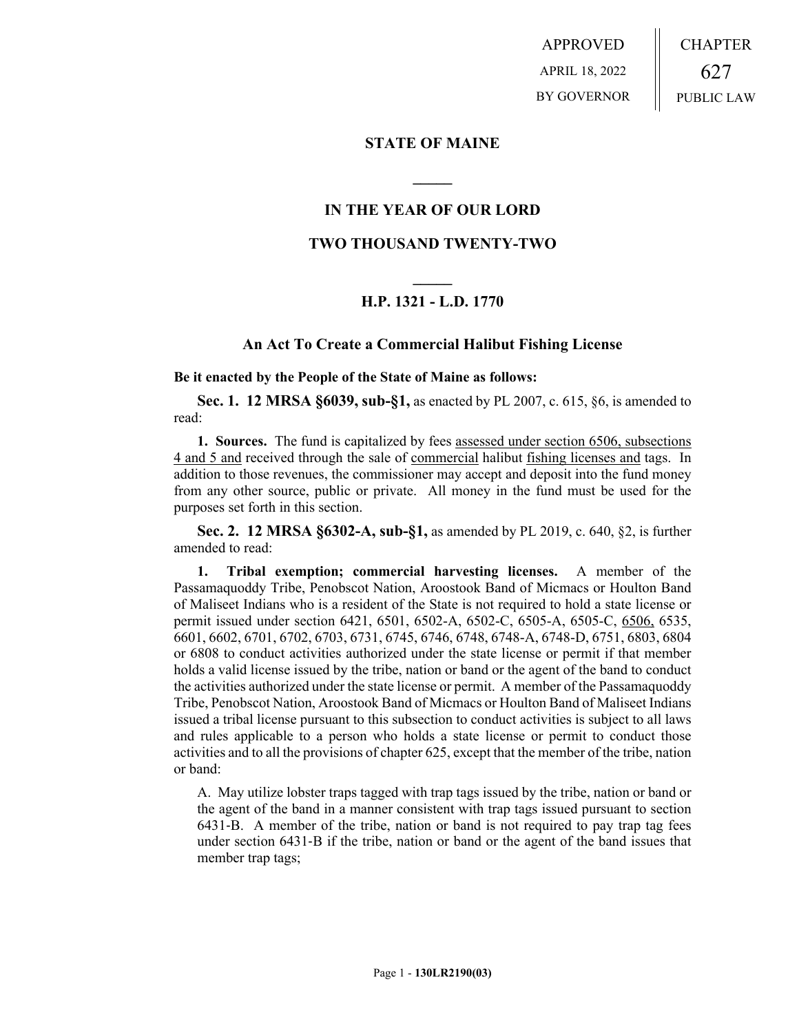APPROVED
APRIL 18, 2022
BY GOVERNOR

CHAPTER
627
PUBLIC LAW

## STATE OF MAINE

## IN THE YEAR OF OUR LORD

## TWO THOUSAND TWENTY-TWO

## H.P. 1321 - L.D. 1770

### An Act To Create a Commercial Halibut Fishing License

**Be it enacted by the People of the State of Maine as follows:**

**Sec. 1. 12 MRSA §6039, sub-§1,** as enacted by PL 2007, c. 615, §6, is amended to read:

**1. Sources.** The fund is capitalized by fees assessed under section 6506, subsections 4 and 5 and received through the sale of commercial halibut fishing licenses and tags. In addition to those revenues, the commissioner may accept and deposit into the fund money from any other source, public or private. All money in the fund must be used for the purposes set forth in this section.

**Sec. 2. 12 MRSA §6302-A, sub-§1,** as amended by PL 2019, c. 640, §2, is further amended to read:

**1. Tribal exemption; commercial harvesting licenses.** A member of the Passamaquoddy Tribe, Penobscot Nation, Aroostook Band of Micmacs or Houlton Band of Maliseet Indians who is a resident of the State is not required to hold a state license or permit issued under section 6421, 6501, 6502-A, 6502-C, 6505-A, 6505-C, 6506, 6535, 6601, 6602, 6701, 6702, 6703, 6731, 6745, 6746, 6748, 6748-A, 6748-D, 6751, 6803, 6804 or 6808 to conduct activities authorized under the state license or permit if that member holds a valid license issued by the tribe, nation or band or the agent of the band to conduct the activities authorized under the state license or permit. A member of the Passamaquoddy Tribe, Penobscot Nation, Aroostook Band of Micmacs or Houlton Band of Maliseet Indians issued a tribal license pursuant to this subsection to conduct activities is subject to all laws and rules applicable to a person who holds a state license or permit to conduct those activities and to all the provisions of chapter 625, except that the member of the tribe, nation or band:

A. May utilize lobster traps tagged with trap tags issued by the tribe, nation or band or the agent of the band in a manner consistent with trap tags issued pursuant to section 6431-B. A member of the tribe, nation or band is not required to pay trap tag fees under section 6431-B if the tribe, nation or band or the agent of the band issues that member trap tags;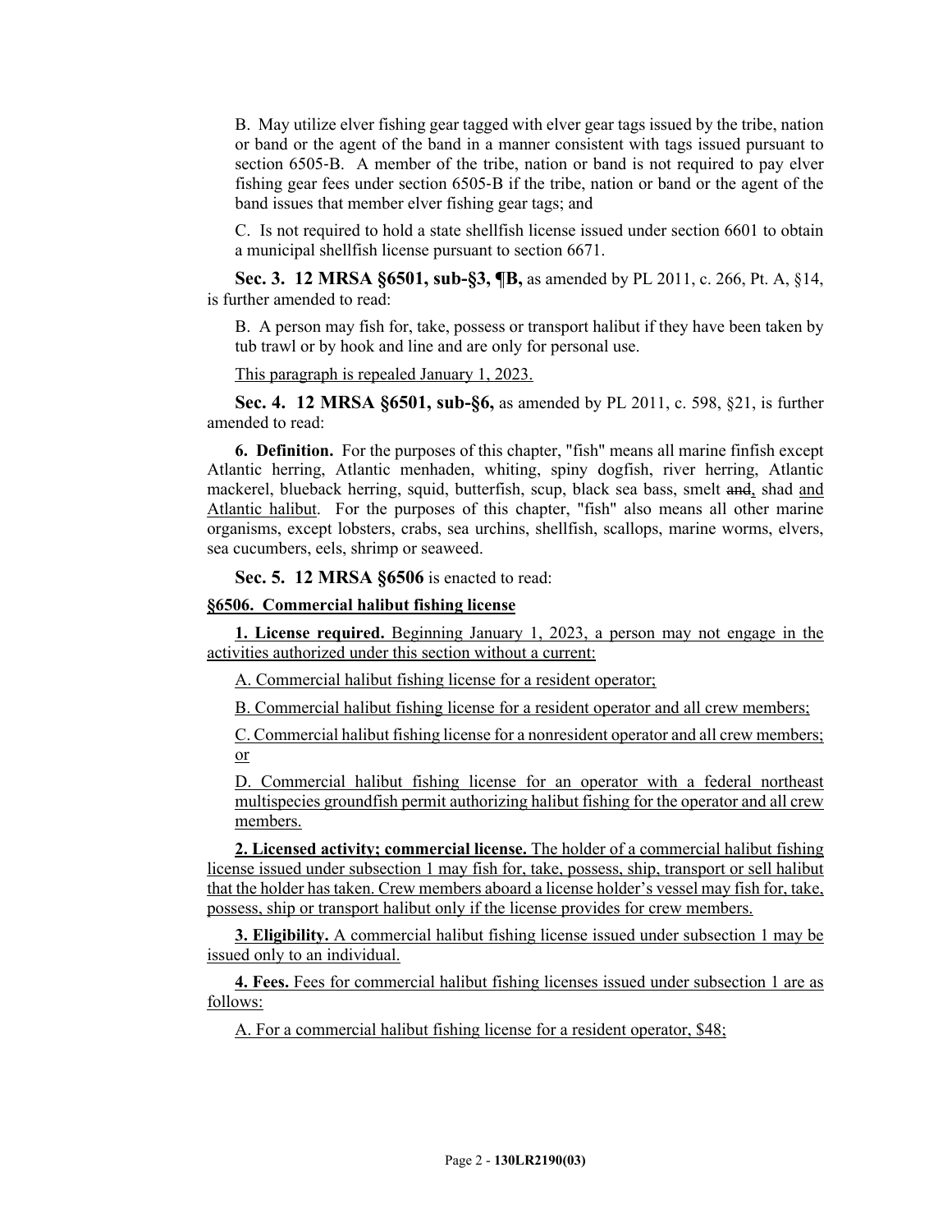B. May utilize elver fishing gear tagged with elver gear tags issued by the tribe, nation or band or the agent of the band in a manner consistent with tags issued pursuant to section 6505-B. A member of the tribe, nation or band is not required to pay elver fishing gear fees under section 6505-B if the tribe, nation or band or the agent of the band issues that member elver fishing gear tags; and

C. Is not required to hold a state shellfish license issued under section 6601 to obtain a municipal shellfish license pursuant to section 6671.

**Sec. 3. 12 MRSA §6501, sub-§3, ¶B,** as amended by PL 2011, c. 266, Pt. A, §14, is further amended to read:

B. A person may fish for, take, possess or transport halibut if they have been taken by tub trawl or by hook and line and are only for personal use.

This paragraph is repealed January 1, 2023.

**Sec. 4. 12 MRSA §6501, sub-§6,** as amended by PL 2011, c. 598, §21, is further amended to read:

**6. Definition.** For the purposes of this chapter, "fish" means all marine finfish except Atlantic herring, Atlantic menhaden, whiting, spiny dogfish, river herring, Atlantic mackerel, blueback herring, squid, butterfish, scup, black sea bass, smelt ~~and~~, shad and Atlantic halibut. For the purposes of this chapter, "fish" also means all other marine organisms, except lobsters, crabs, sea urchins, shellfish, scallops, marine worms, elvers, sea cucumbers, eels, shrimp or seaweed.

**Sec. 5. 12 MRSA §6506** is enacted to read:

**§6506. Commercial halibut fishing license**

**1. License required.** Beginning January 1, 2023, a person may not engage in the activities authorized under this section without a current:

A. Commercial halibut fishing license for a resident operator;

B. Commercial halibut fishing license for a resident operator and all crew members;

C. Commercial halibut fishing license for a nonresident operator and all crew members; or

D. Commercial halibut fishing license for an operator with a federal northeast multispecies groundfish permit authorizing halibut fishing for the operator and all crew members.

**2. Licensed activity; commercial license.** The holder of a commercial halibut fishing license issued under subsection 1 may fish for, take, possess, ship, transport or sell halibut that the holder has taken. Crew members aboard a license holder's vessel may fish for, take, possess, ship or transport halibut only if the license provides for crew members.

**3. Eligibility.** A commercial halibut fishing license issued under subsection 1 may be issued only to an individual.

**4. Fees.** Fees for commercial halibut fishing licenses issued under subsection 1 are as follows:

A. For a commercial halibut fishing license for a resident operator, $48;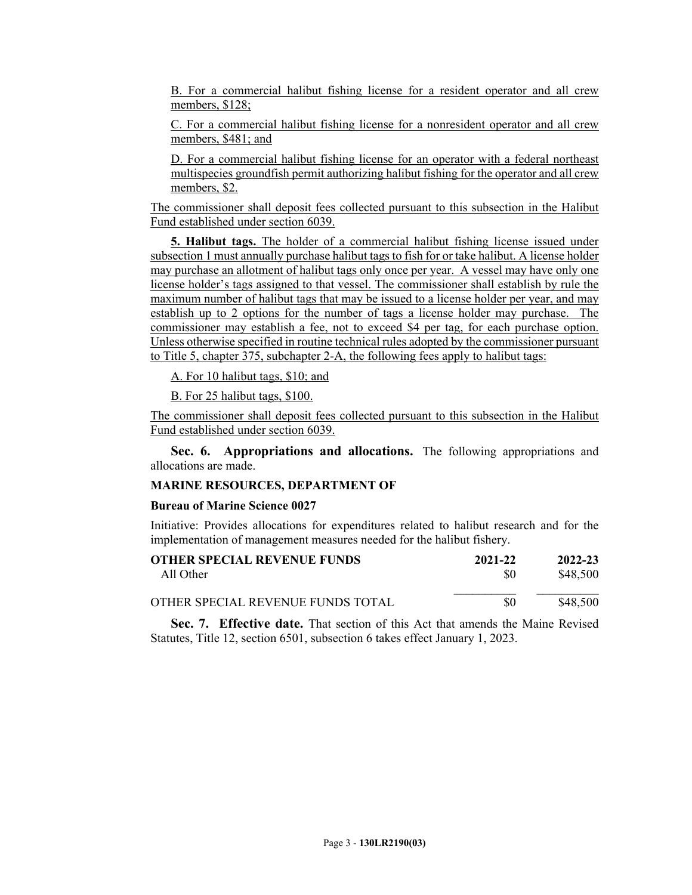B. For a commercial halibut fishing license for a resident operator and all crew members, $128;

C. For a commercial halibut fishing license for a nonresident operator and all crew members, $481; and

D. For a commercial halibut fishing license for an operator with a federal northeast multispecies groundfish permit authorizing halibut fishing for the operator and all crew members, $2.

The commissioner shall deposit fees collected pursuant to this subsection in the Halibut Fund established under section 6039.

**5. Halibut tags.** The holder of a commercial halibut fishing license issued under subsection 1 must annually purchase halibut tags to fish for or take halibut. A license holder may purchase an allotment of halibut tags only once per year. A vessel may have only one license holder's tags assigned to that vessel. The commissioner shall establish by rule the maximum number of halibut tags that may be issued to a license holder per year, and may establish up to 2 options for the number of tags a license holder may purchase. The commissioner may establish a fee, not to exceed $4 per tag, for each purchase option. Unless otherwise specified in routine technical rules adopted by the commissioner pursuant to Title 5, chapter 375, subchapter 2-A, the following fees apply to halibut tags:

A. For 10 halibut tags, $10; and

B. For 25 halibut tags, $100.

The commissioner shall deposit fees collected pursuant to this subsection in the Halibut Fund established under section 6039.

**Sec. 6. Appropriations and allocations.** The following appropriations and allocations are made.

**MARINE RESOURCES, DEPARTMENT OF**

**Bureau of Marine Science 0027**

Initiative: Provides allocations for expenditures related to halibut research and for the implementation of management measures needed for the halibut fishery.

| **OTHER SPECIAL REVENUE FUNDS** | **2021-22** | **2022-23** |
|---|---|---|
| All Other | $0 | $48,500 |
| OTHER SPECIAL REVENUE FUNDS TOTAL | $0 | $48,500 |

**Sec. 7. Effective date.** That section of this Act that amends the Maine Revised Statutes, Title 12, section 6501, subsection 6 takes effect January 1, 2023.